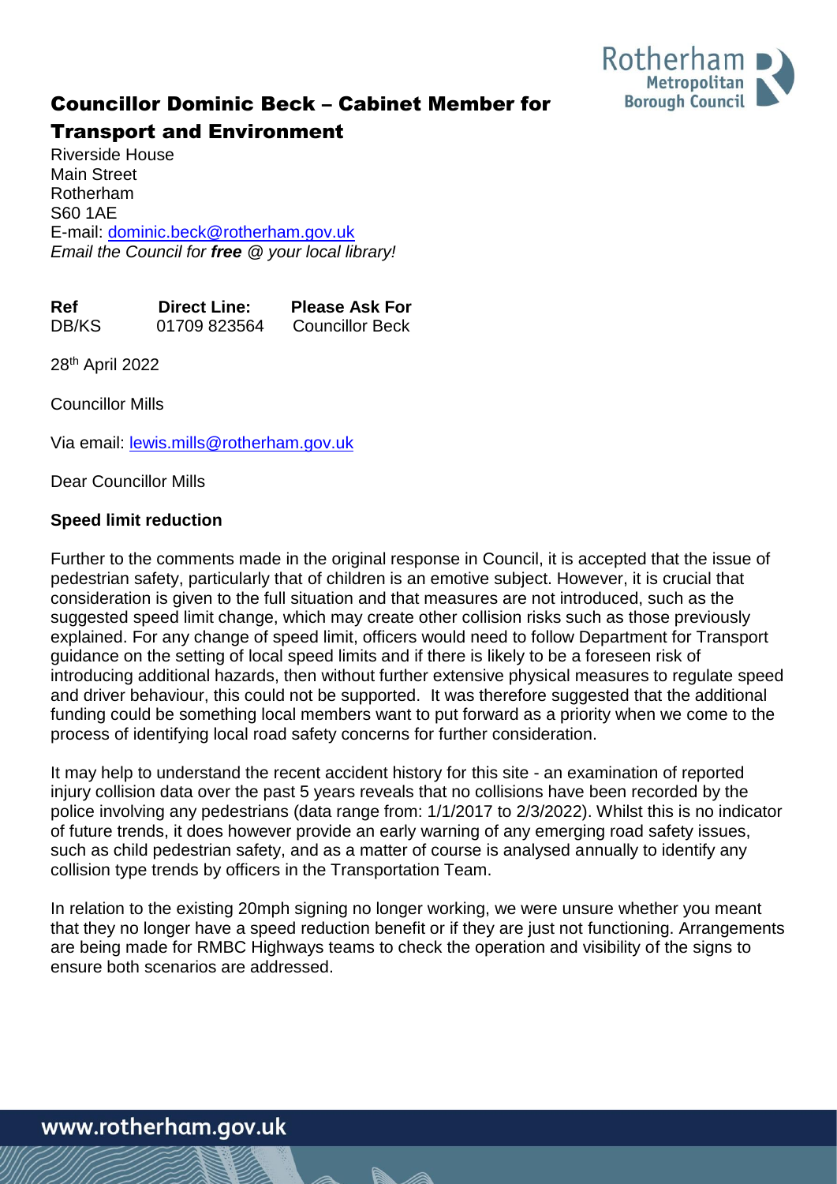# Councillor Dominic Beck – Cabinet Member for Transport and Environment

Riverside House
Main Street
Rotherham
S60 1AE
E-mail: dominic.beck@rotherham.gov.uk
*Email the Council for **free** @ your local library!*

| Ref | Direct Line: | Please Ask For |
|---|---|---|
| DB/KS | 01709 823564 | Councillor Beck |

28th April 2022

Councillor Mills

Via email: lewis.mills@rotherham.gov.uk

Dear Councillor Mills

**Speed limit reduction**

Further to the comments made in the original response in Council, it is accepted that the issue of pedestrian safety, particularly that of children is an emotive subject. However, it is crucial that consideration is given to the full situation and that measures are not introduced, such as the suggested speed limit change, which may create other collision risks such as those previously explained. For any change of speed limit, officers would need to follow Department for Transport guidance on the setting of local speed limits and if there is likely to be a foreseen risk of introducing additional hazards, then without further extensive physical measures to regulate speed and driver behaviour, this could not be supported. It was therefore suggested that the additional funding could be something local members want to put forward as a priority when we come to the process of identifying local road safety concerns for further consideration.

It may help to understand the recent accident history for this site - an examination of reported injury collision data over the past 5 years reveals that no collisions have been recorded by the police involving any pedestrians (data range from: 1/1/2017 to 2/3/2022). Whilst this is no indicator of future trends, it does however provide an early warning of any emerging road safety issues, such as child pedestrian safety, and as a matter of course is analysed annually to identify any collision type trends by officers in the Transportation Team.

In relation to the existing 20mph signing no longer working, we were unsure whether you meant that they no longer have a speed reduction benefit or if they are just not functioning. Arrangements are being made for RMBC Highways teams to check the operation and visibility of the signs to ensure both scenarios are addressed.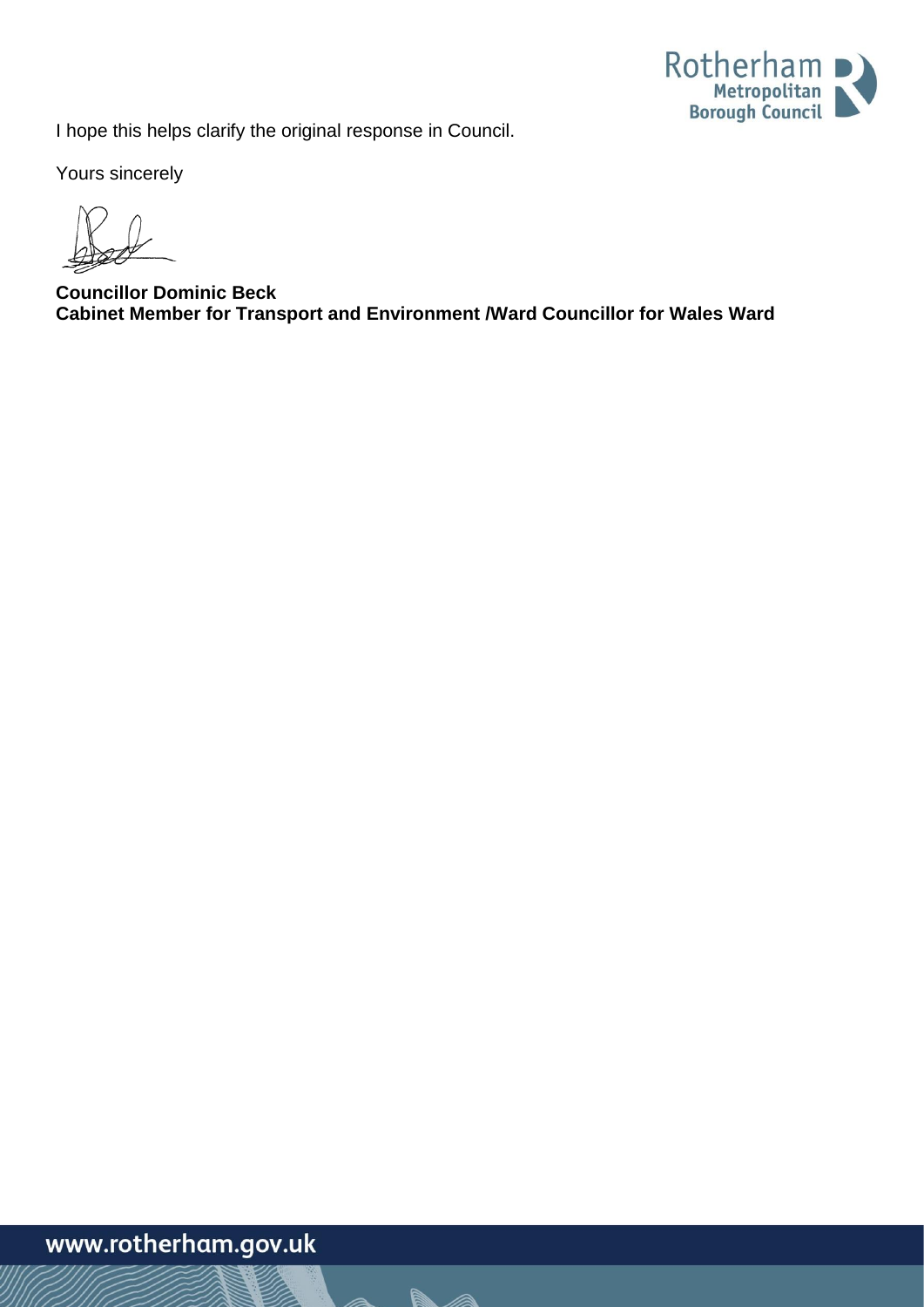I hope this helps clarify the original response in Council.

Yours sincerely

**Councillor Dominic Beck**
**Cabinet Member for Transport and Environment /Ward Councillor for Wales Ward**